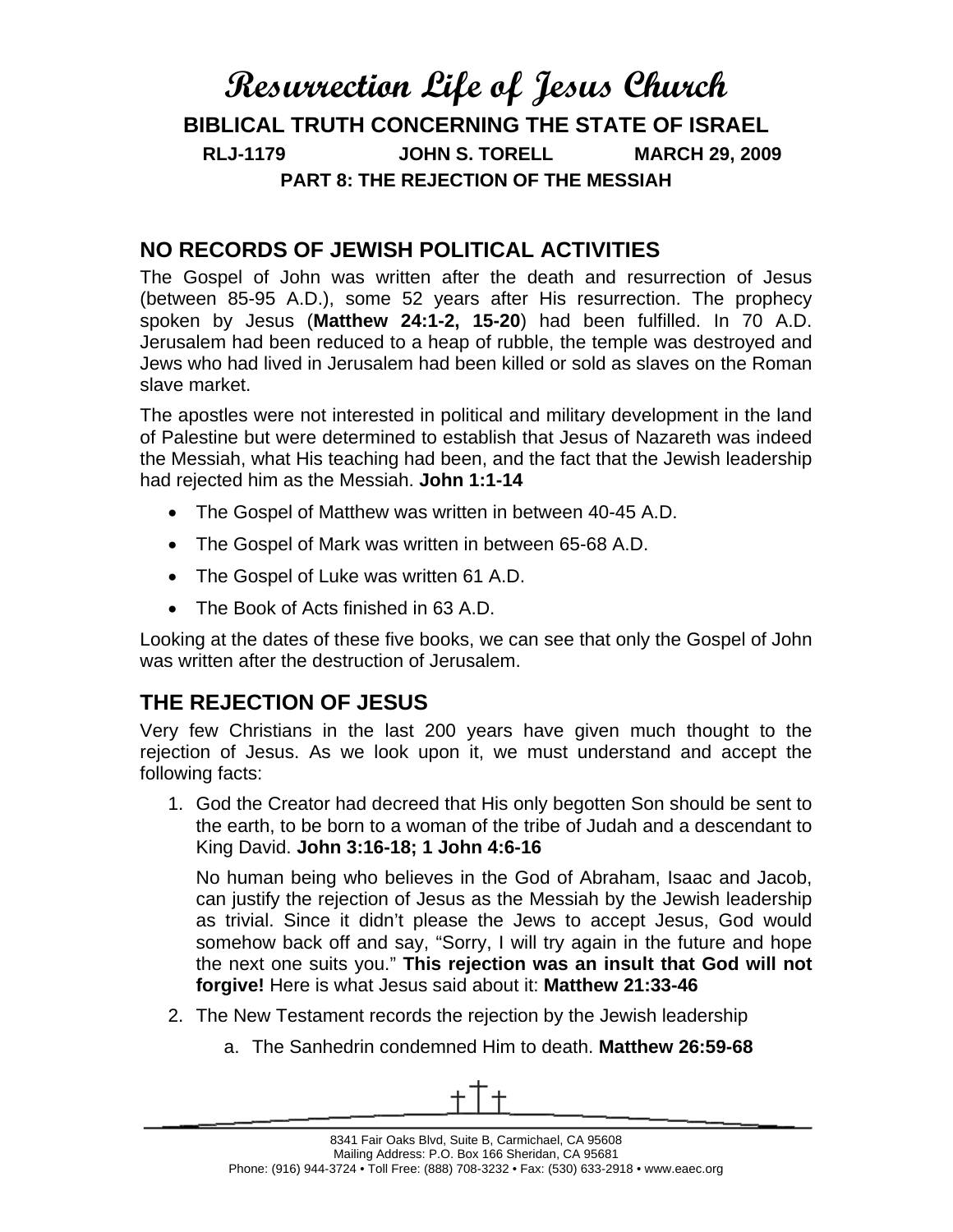# Resurrection Life of Jesus Church

## BIBLICAL TRUTH CONCERNING THE STATE OF ISRAEL

**RLJ-1179 JOHN S. TORELL MARCH 29, 2009**

**PART 8: THE REJECTION OF THE MESSIAH**

## NO RECORDS OF JEWISH POLITICAL ACTIVITIES

The Gospel of John was written after the death and resurrection of Jesus (between 85-95 A.D.), some 52 years after His resurrection. The prophecy spoken by Jesus (**Matthew 24:1-2, 15-20**) had been fulfilled. In 70 A.D. Jerusalem had been reduced to a heap of rubble, the temple was destroyed and Jews who had lived in Jerusalem had been killed or sold as slaves on the Roman slave market.

The apostles were not interested in political and military development in the land of Palestine but were determined to establish that Jesus of Nazareth was indeed the Messiah, what His teaching had been, and the fact that the Jewish leadership had rejected him as the Messiah. **John 1:1-14**

- The Gospel of Matthew was written in between 40-45 A.D.
- The Gospel of Mark was written in between 65-68 A.D.
- The Gospel of Luke was written 61 A.D.
- The Book of Acts finished in 63 A.D.

Looking at the dates of these five books, we can see that only the Gospel of John was written after the destruction of Jerusalem.

## THE REJECTION OF JESUS

Very few Christians in the last 200 years have given much thought to the rejection of Jesus. As we look upon it, we must understand and accept the following facts:

1. God the Creator had decreed that His only begotten Son should be sent to the earth, to be born to a woman of the tribe of Judah and a descendant to King David. **John 3:16-18; 1 John 4:6-16**

   No human being who believes in the God of Abraham, Isaac and Jacob, can justify the rejection of Jesus as the Messiah by the Jewish leadership as trivial. Since it didn't please the Jews to accept Jesus, God would somehow back off and say, "Sorry, I will try again in the future and hope the next one suits you." **This rejection was an insult that God will not forgive!** Here is what Jesus said about it: **Matthew 21:33-46**

2. The New Testament records the rejection by the Jewish leadership

   a. The Sanhedrin condemned Him to death. **Matthew 26:59-68**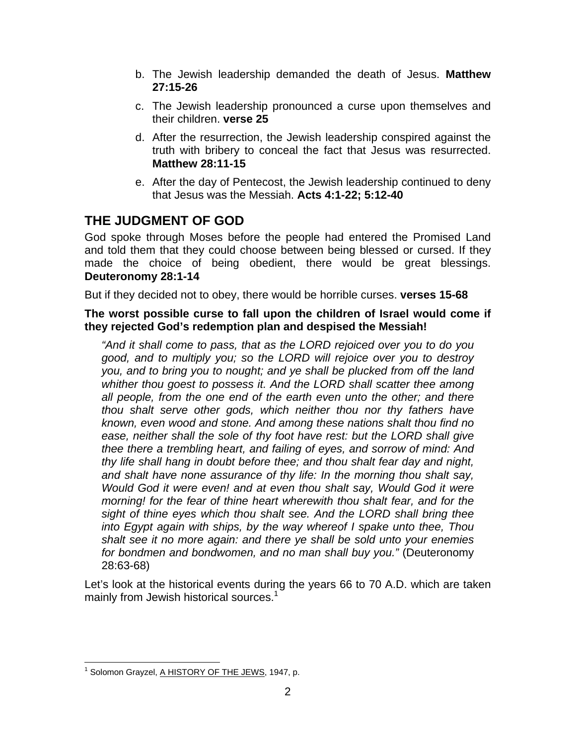b. The Jewish leadership demanded the death of Jesus. **Matthew 27:15-26**

c. The Jewish leadership pronounced a curse upon themselves and their children. **verse 25**

d. After the resurrection, the Jewish leadership conspired against the truth with bribery to conceal the fact that Jesus was resurrected. **Matthew 28:11-15**

e. After the day of Pentecost, the Jewish leadership continued to deny that Jesus was the Messiah. **Acts 4:1-22; 5:12-40**

## THE JUDGMENT OF GOD

God spoke through Moses before the people had entered the Promised Land and told them that they could choose between being blessed or cursed. If they made the choice of being obedient, there would be great blessings. **Deuteronomy 28:1-14**

But if they decided not to obey, there would be horrible curses. **verses 15-68**

**The worst possible curse to fall upon the children of Israel would come if they rejected God's redemption plan and despised the Messiah!**

> *"And it shall come to pass, that as the LORD rejoiced over you to do you good, and to multiply you; so the LORD will rejoice over you to destroy you, and to bring you to nought; and ye shall be plucked from off the land whither thou goest to possess it. And the LORD shall scatter thee among all people, from the one end of the earth even unto the other; and there thou shalt serve other gods, which neither thou nor thy fathers have known, even wood and stone. And among these nations shalt thou find no ease, neither shall the sole of thy foot have rest: but the LORD shall give thee there a trembling heart, and failing of eyes, and sorrow of mind: And thy life shall hang in doubt before thee; and thou shalt fear day and night, and shalt have none assurance of thy life: In the morning thou shalt say, Would God it were even! and at even thou shalt say, Would God it were morning! for the fear of thine heart wherewith thou shalt fear, and for the sight of thine eyes which thou shalt see. And the LORD shall bring thee into Egypt again with ships, by the way whereof I spake unto thee, Thou shalt see it no more again: and there ye shall be sold unto your enemies for bondmen and bondwomen, and no man shall buy you."* (Deuteronomy 28:63-68)

Let's look at the historical events during the years 66 to 70 A.D. which are taken mainly from Jewish historical sources.[1]

---

[1] Solomon Grayzel, A HISTORY OF THE JEWS, 1947, p.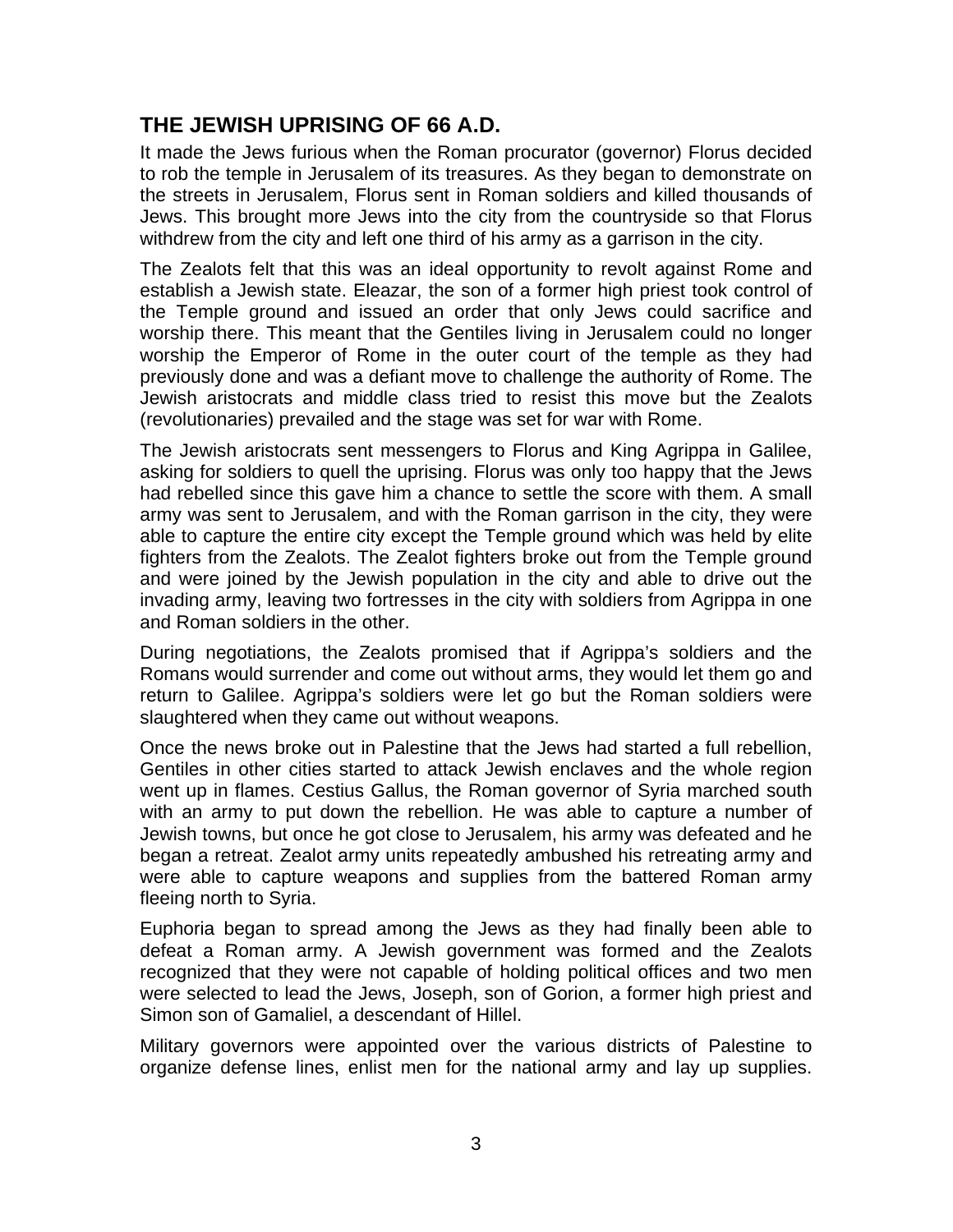## THE JEWISH UPRISING OF 66 A.D.

It made the Jews furious when the Roman procurator (governor) Florus decided to rob the temple in Jerusalem of its treasures. As they began to demonstrate on the streets in Jerusalem, Florus sent in Roman soldiers and killed thousands of Jews. This brought more Jews into the city from the countryside so that Florus withdrew from the city and left one third of his army as a garrison in the city.

The Zealots felt that this was an ideal opportunity to revolt against Rome and establish a Jewish state. Eleazar, the son of a former high priest took control of the Temple ground and issued an order that only Jews could sacrifice and worship there. This meant that the Gentiles living in Jerusalem could no longer worship the Emperor of Rome in the outer court of the temple as they had previously done and was a defiant move to challenge the authority of Rome. The Jewish aristocrats and middle class tried to resist this move but the Zealots (revolutionaries) prevailed and the stage was set for war with Rome.

The Jewish aristocrats sent messengers to Florus and King Agrippa in Galilee, asking for soldiers to quell the uprising. Florus was only too happy that the Jews had rebelled since this gave him a chance to settle the score with them. A small army was sent to Jerusalem, and with the Roman garrison in the city, they were able to capture the entire city except the Temple ground which was held by elite fighters from the Zealots. The Zealot fighters broke out from the Temple ground and were joined by the Jewish population in the city and able to drive out the invading army, leaving two fortresses in the city with soldiers from Agrippa in one and Roman soldiers in the other.

During negotiations, the Zealots promised that if Agrippa's soldiers and the Romans would surrender and come out without arms, they would let them go and return to Galilee. Agrippa's soldiers were let go but the Roman soldiers were slaughtered when they came out without weapons.

Once the news broke out in Palestine that the Jews had started a full rebellion, Gentiles in other cities started to attack Jewish enclaves and the whole region went up in flames. Cestius Gallus, the Roman governor of Syria marched south with an army to put down the rebellion. He was able to capture a number of Jewish towns, but once he got close to Jerusalem, his army was defeated and he began a retreat. Zealot army units repeatedly ambushed his retreating army and were able to capture weapons and supplies from the battered Roman army fleeing north to Syria.

Euphoria began to spread among the Jews as they had finally been able to defeat a Roman army. A Jewish government was formed and the Zealots recognized that they were not capable of holding political offices and two men were selected to lead the Jews, Joseph, son of Gorion, a former high priest and Simon son of Gamaliel, a descendant of Hillel.

Military governors were appointed over the various districts of Palestine to organize defense lines, enlist men for the national army and lay up supplies.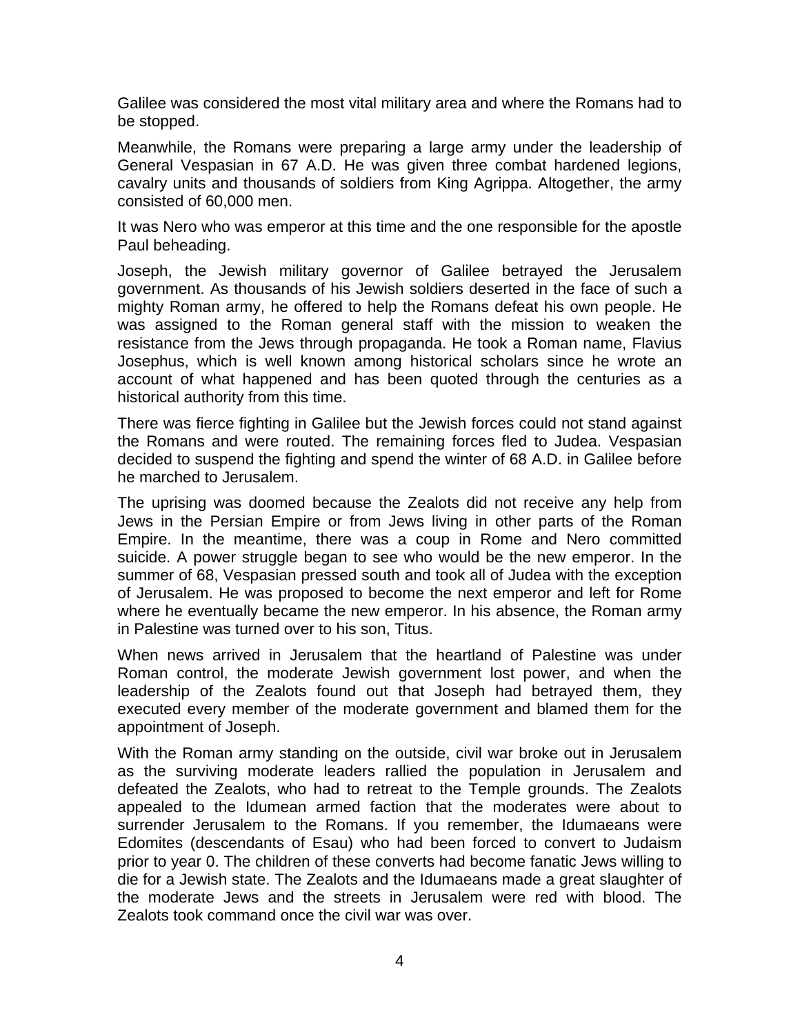Galilee was considered the most vital military area and where the Romans had to be stopped.

Meanwhile, the Romans were preparing a large army under the leadership of General Vespasian in 67 A.D. He was given three combat hardened legions, cavalry units and thousands of soldiers from King Agrippa. Altogether, the army consisted of 60,000 men.

It was Nero who was emperor at this time and the one responsible for the apostle Paul beheading.

Joseph, the Jewish military governor of Galilee betrayed the Jerusalem government. As thousands of his Jewish soldiers deserted in the face of such a mighty Roman army, he offered to help the Romans defeat his own people. He was assigned to the Roman general staff with the mission to weaken the resistance from the Jews through propaganda. He took a Roman name, Flavius Josephus, which is well known among historical scholars since he wrote an account of what happened and has been quoted through the centuries as a historical authority from this time.

There was fierce fighting in Galilee but the Jewish forces could not stand against the Romans and were routed. The remaining forces fled to Judea. Vespasian decided to suspend the fighting and spend the winter of 68 A.D. in Galilee before he marched to Jerusalem.

The uprising was doomed because the Zealots did not receive any help from Jews in the Persian Empire or from Jews living in other parts of the Roman Empire. In the meantime, there was a coup in Rome and Nero committed suicide. A power struggle began to see who would be the new emperor. In the summer of 68, Vespasian pressed south and took all of Judea with the exception of Jerusalem. He was proposed to become the next emperor and left for Rome where he eventually became the new emperor. In his absence, the Roman army in Palestine was turned over to his son, Titus.

When news arrived in Jerusalem that the heartland of Palestine was under Roman control, the moderate Jewish government lost power, and when the leadership of the Zealots found out that Joseph had betrayed them, they executed every member of the moderate government and blamed them for the appointment of Joseph.

With the Roman army standing on the outside, civil war broke out in Jerusalem as the surviving moderate leaders rallied the population in Jerusalem and defeated the Zealots, who had to retreat to the Temple grounds. The Zealots appealed to the Idumean armed faction that the moderates were about to surrender Jerusalem to the Romans. If you remember, the Idumaeans were Edomites (descendants of Esau) who had been forced to convert to Judaism prior to year 0. The children of these converts had become fanatic Jews willing to die for a Jewish state. The Zealots and the Idumaeans made a great slaughter of the moderate Jews and the streets in Jerusalem were red with blood. The Zealots took command once the civil war was over.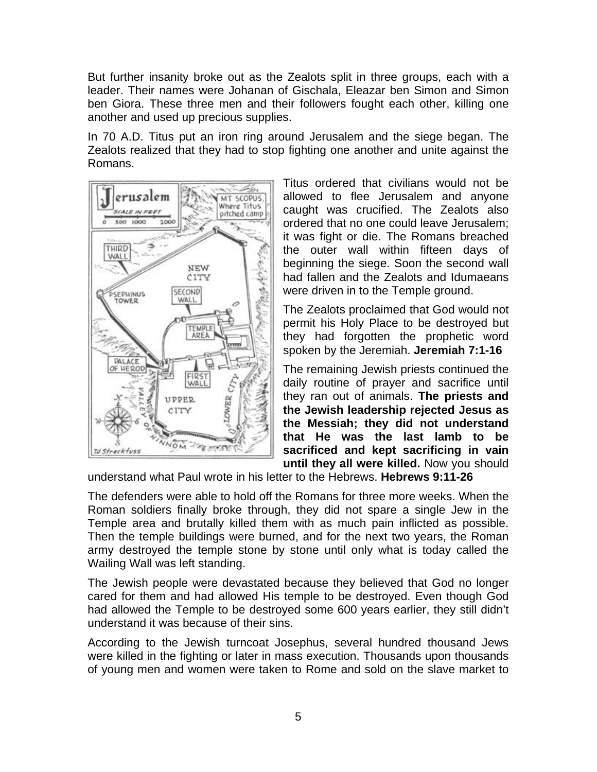But further insanity broke out as the Zealots split in three groups, each with a leader. Their names were Johanan of Gischala, Eleazar ben Simon and Simon ben Giora. These three men and their followers fought each other, killing one another and used up precious supplies.

In 70 A.D. Titus put an iron ring around Jerusalem and the siege began. The Zealots realized that they had to stop fighting one another and unite against the Romans.

Titus ordered that civilians would not be allowed to flee Jerusalem and anyone caught was crucified. The Zealots also ordered that no one could leave Jerusalem; it was fight or die. The Romans breached the outer wall within fifteen days of beginning the siege. Soon the second wall had fallen and the Zealots and Idumaeans were driven in to the Temple ground.

The Zealots proclaimed that God would not permit his Holy Place to be destroyed but they had forgotten the prophetic word spoken by the Jeremiah. **Jeremiah 7:1-16**

The remaining Jewish priests continued the daily routine of prayer and sacrifice until they ran out of animals. **The priests and the Jewish leadership rejected Jesus as the Messiah; they did not understand that He was the last lamb to be sacrificed and kept sacrificing in vain until they all were killed.** Now you should understand what Paul wrote in his letter to the Hebrews. **Hebrews 9:11-26**

The defenders were able to hold off the Romans for three more weeks. When the Roman soldiers finally broke through, they did not spare a single Jew in the Temple area and brutally killed them with as much pain inflicted as possible. Then the temple buildings were burned, and for the next two years, the Roman army destroyed the temple stone by stone until only what is today called the Wailing Wall was left standing.

The Jewish people were devastated because they believed that God no longer cared for them and had allowed His temple to be destroyed. Even though God had allowed the Temple to be destroyed some 600 years earlier, they still didn't understand it was because of their sins.

According to the Jewish turncoat Josephus, several hundred thousand Jews were killed in the fighting or later in mass execution. Thousands upon thousands of young men and women were taken to Rome and sold on the slave market to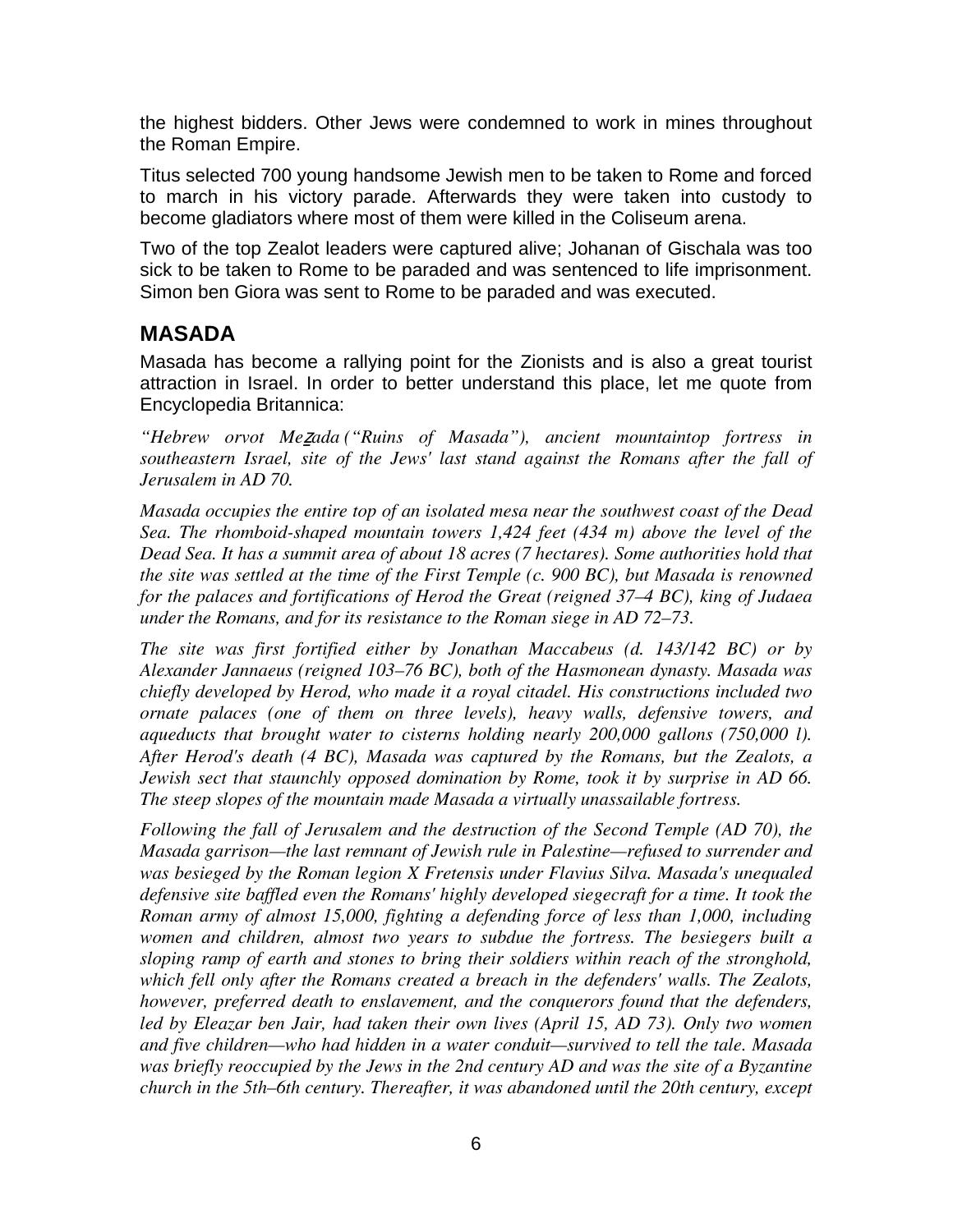the highest bidders. Other Jews were condemned to work in mines throughout the Roman Empire.

Titus selected 700 young handsome Jewish men to be taken to Rome and forced to march in his victory parade. Afterwards they were taken into custody to become gladiators where most of them were killed in the Coliseum arena.

Two of the top Zealot leaders were captured alive; Johanan of Gischala was too sick to be taken to Rome to be paraded and was sentenced to life imprisonment. Simon ben Giora was sent to Rome to be paraded and was executed.

## MASADA

Masada has become a rallying point for the Zionists and is also a great tourist attraction in Israel. In order to better understand this place, let me quote from Encyclopedia Britannica:

*"Hebrew orvot Meẕada ("Ruins of Masada"), ancient mountaintop fortress in southeastern Israel, site of the Jews' last stand against the Romans after the fall of Jerusalem in AD 70.*

*Masada occupies the entire top of an isolated mesa near the southwest coast of the Dead Sea. The rhomboid-shaped mountain towers 1,424 feet (434 m) above the level of the Dead Sea. It has a summit area of about 18 acres (7 hectares). Some authorities hold that the site was settled at the time of the First Temple (c. 900 BC), but Masada is renowned for the palaces and fortifications of Herod the Great (reigned 37–4 BC), king of Judaea under the Romans, and for its resistance to the Roman siege in AD 72–73.*

*The site was first fortified either by Jonathan Maccabeus (d. 143/142 BC) or by Alexander Jannaeus (reigned 103–76 BC), both of the Hasmonean dynasty. Masada was chiefly developed by Herod, who made it a royal citadel. His constructions included two ornate palaces (one of them on three levels), heavy walls, defensive towers, and aqueducts that brought water to cisterns holding nearly 200,000 gallons (750,000 l). After Herod's death (4 BC), Masada was captured by the Romans, but the Zealots, a Jewish sect that staunchly opposed domination by Rome, took it by surprise in AD 66. The steep slopes of the mountain made Masada a virtually unassailable fortress.*

*Following the fall of Jerusalem and the destruction of the Second Temple (AD 70), the Masada garrison—the last remnant of Jewish rule in Palestine—refused to surrender and was besieged by the Roman legion X Fretensis under Flavius Silva. Masada's unequaled defensive site baffled even the Romans' highly developed siegecraft for a time. It took the Roman army of almost 15,000, fighting a defending force of less than 1,000, including women and children, almost two years to subdue the fortress. The besiegers built a sloping ramp of earth and stones to bring their soldiers within reach of the stronghold, which fell only after the Romans created a breach in the defenders' walls. The Zealots, however, preferred death to enslavement, and the conquerors found that the defenders, led by Eleazar ben Jair, had taken their own lives (April 15, AD 73). Only two women and five children—who had hidden in a water conduit—survived to tell the tale. Masada was briefly reoccupied by the Jews in the 2nd century AD and was the site of a Byzantine church in the 5th–6th century. Thereafter, it was abandoned until the 20th century, except*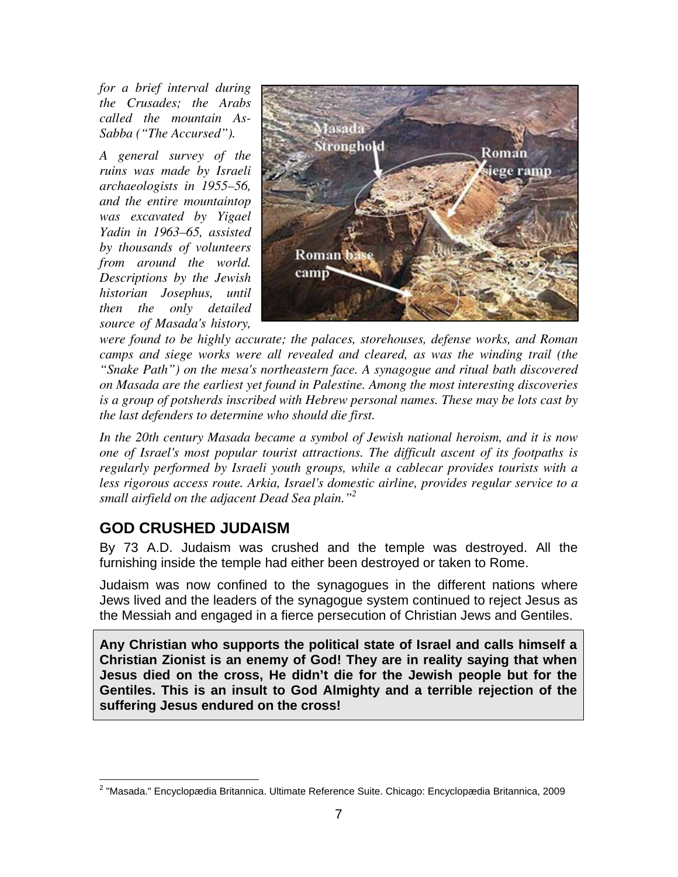*for a brief interval during the Crusades; the Arabs called the mountain As-Sabba ("The Accursed").*

*A general survey of the ruins was made by Israeli archaeologists in 1955–56, and the entire mountaintop was excavated by Yigael Yadin in 1963–65, assisted by thousands of volunteers from around the world. Descriptions by the Jewish historian Josephus, until then the only detailed source of Masada's history, were found to be highly accurate; the palaces, storehouses, defense works, and Roman camps and siege works were all revealed and cleared, as was the winding trail (the "Snake Path") on the mesa's northeastern face. A synagogue and ritual bath discovered on Masada are the earliest yet found in Palestine. Among the most interesting discoveries is a group of potsherds inscribed with Hebrew personal names. These may be lots cast by the last defenders to determine who should die first.*

*In the 20th century Masada became a symbol of Jewish national heroism, and it is now one of Israel's most popular tourist attractions. The difficult ascent of its footpaths is regularly performed by Israeli youth groups, while a cablecar provides tourists with a less rigorous access route. Arkia, Israel's domestic airline, provides regular service to a small airfield on the adjacent Dead Sea plain."*[2]

## GOD CRUSHED JUDAISM

By 73 A.D. Judaism was crushed and the temple was destroyed. All the furnishing inside the temple had either been destroyed or taken to Rome.

Judaism was now confined to the synagogues in the different nations where Jews lived and the leaders of the synagogue system continued to reject Jesus as the Messiah and engaged in a fierce persecution of Christian Jews and Gentiles.

**Any Christian who supports the political state of Israel and calls himself a Christian Zionist is an enemy of God! They are in reality saying that when Jesus died on the cross, He didn't die for the Jewish people but for the Gentiles. This is an insult to God Almighty and a terrible rejection of the suffering Jesus endured on the cross!**

[2] "Masada." Encyclopædia Britannica. Ultimate Reference Suite. Chicago: Encyclopædia Britannica, 2009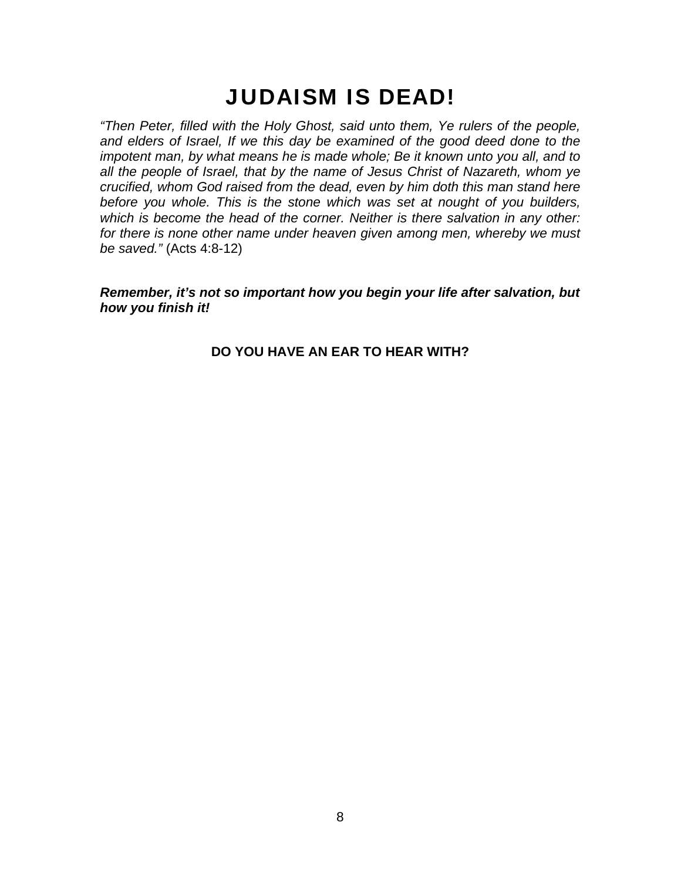# JUDAISM IS DEAD!

*"Then Peter, filled with the Holy Ghost, said unto them, Ye rulers of the people, and elders of Israel, If we this day be examined of the good deed done to the impotent man, by what means he is made whole; Be it known unto you all, and to all the people of Israel, that by the name of Jesus Christ of Nazareth, whom ye crucified, whom God raised from the dead, even by him doth this man stand here before you whole. This is the stone which was set at nought of you builders, which is become the head of the corner. Neither is there salvation in any other: for there is none other name under heaven given among men, whereby we must be saved."* (Acts 4:8-12)

***Remember, it's not so important how you begin your life after salvation, but how you finish it!***

**DO YOU HAVE AN EAR TO HEAR WITH?**